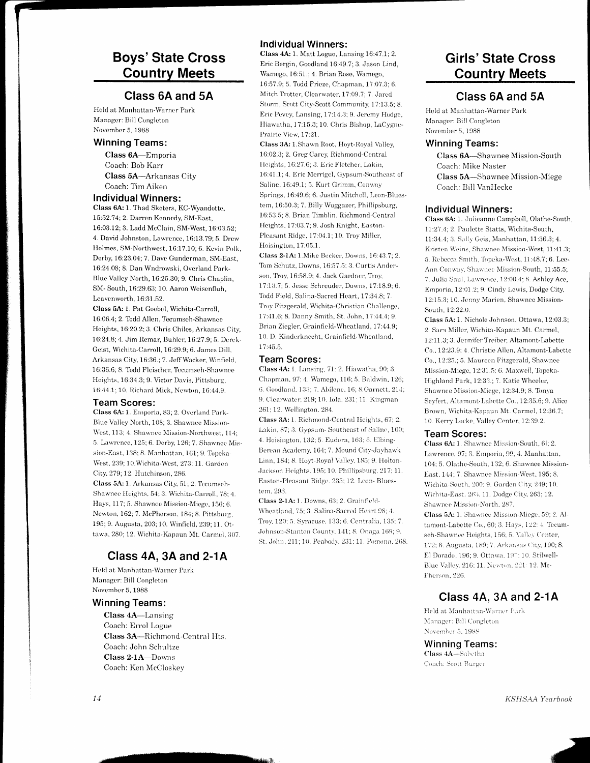# Boys' State Cross Country Meets

## Class 6A and 5A

Held at Manhattan-Warner Park
Manager: Bill Congleton
November 5, 1988

### Winning Teams:

**Class 6A**—Emporia
Coach: Bob Karr
**Class 5A**—Arkansas City
Coach: Tim Aiken

### Individual Winners:

**Class 6A:** 1. Thad Sketers, KC-Wyandotte, 15:52.74; 2. Darren Kennedy, SM-East, 16:03.12; 3. Ladd McClain, SM-West, 16:03.52; 4. David Johnston, Lawrence, 16:13.79; 5. Drew Holmes, SM-Northwest, 16:17.10; 6. Kevin Polk, Derby, 16:23.04; 7. Dave Gunderman, SM-East, 16:24.08; 8. Dan Wndrowski, Overland Park-Blue Valley North, 16:25.30; 9. Chris Chaplin, SM- South, 16:29.63; 10. Aaron Weisenfluh, Leavenworth, 16:31.52.

**Class 5A:** 1. Pat Goebel, Wichita-Carroll, 16:06.4; 2. Todd Allen, Tecumseh-Shawnee Heights, 16:20.2; 3. Chris Chiles, Arkansas City, 16:24.8; 4. Jim Remar, Buhler, 16:27.9; 5. Derek Geist, Wichita-Carroll, 16:29.9; 6. James Dill, Arkansas City, 16:36.; 7. Jeff Wacker, Winfield, 16:36.6; 8. Todd Fleischer, Tecumseh-Shawnee Heights, 16:34.3; 9. Victor Davis, Pittsburg, 16:44.1; 10. Richard Mick, Newton, 16:44.9.

### Team Scores:

**Class 6A:** 1. Emporia, 83; 2. Overland Park-Blue Valley North, 108; 3. Shawnee Mission-West, 113; 4. Shawnee Mission-Northwest, 114; 5. Lawrence, 125; 6. Derby, 126; 7. Shawnee Mission-East, 138; 8. Manhattan, 161; 9. Topeka-West, 239; 10.Wichita-West, 273; 11. Garden City, 279; 12. Hutchinson, 286.

**Class 5A:** 1. Arkansas City, 51; 2. Tecumseh-Shawnee Heights, 54; 3. Wichita-Carroll, 78; 4. Hays, 117; 5. Shawnee Mission-Miege, 156; 6. Newton, 162; 7. McPherson, 184; 8. Pittsburg, 195; 9. Augusta, 203; 10. Winfield, 239; 11. Ottawa, 280; 12. Wichita-Kapaun Mt. Carmel, 307.

## Class 4A, 3A and 2-1A

Held at Manhattan-Warner Park
Manager: Bill Congleton
November 5, 1988

### Winning Teams:

**Class 4A**—Lansing
Coach: Errol Logue
**Class 3A**—Richmond-Central Hts.
Coach: John Schultze
**Class 2-1A**—Downs
Coach: Ken McCloskey

### Individual Winners:

**Class 4A:** 1. Matt Logue, Lansing 16:47.1; 2. Eric Bergin, Goodland 16:49.7; 3. Jason Lind, Wamego, 16:51.; 4. Brian Rose, Wamego, 16:57.9; 5. Todd Frieze, Chapman, 17:07.3; 6. Mitch Trotter, Clearwater, 17:09.7; 7. Jared Storm, Scott City-Scott Community, 17:13.5; 8. Eric Pevey, Lansing, 17:14.3; 9. Jeremy Hodge, Hiawatha, 17:15.3; 10. Chris Bishop, LaCygne-Prairie View, 17:21.

**Class 3A:** 1.Shawn Root, Hoyt-Royal Valley, 16:02.3; 2. Greg Carey, Richmond-Central Heights, 16:27.6; 3. Eric Fletcher, Lakin, 16:41.1; 4. Eric Merrigel, Gypsum-Southeast of Saline, 16:49.1; 5. Kurt Grimm, Conway Springs, 16:49.6; 6. Justin Mitchell, Leon-Bluestem, 16:50.3; 7. Billy Wuggazer, Phillipsburg, 16:53.5; 8. Brian Timblin, Richmond-Central Heights, 17:03.7; 9. Josh Knight, Easton-Pleasant Ridge, 17:04.1; 10. Troy Miller, Hoisington, 17:05.1.

**Class 2-1A:** 1.Mike Becker, Downs, 16:43.7; 2. Tom Schutz, Downs, 16:57.5; 3. Curtis Anderson, Troy, 16:58.9; 4. Jack Gardner, Troy, 17:13.7; 5. Jesse Schreuder, Downs, 17:18.9; 6. Todd Field, Salina-Sacred Heart, 17:34.8; 7. Troy Fitzgerald, Wichita-Christian Challenge, 17:41.6; 8. Danny Smith, St. John, 17:44.4; 9 Brian Ziegler, Grainfield-Wheatland, 17:44.9; 10. D. Kinderknecht, Grainfield-Wheatland, 17:45.5.

### Team Scores:

**Class 4A:** 1. Lansing, 71; 2. Hiawatha, 90; 3. Chapman, 97; 4. Wamego, 116; 5. Baldwin, 126; 6. Goodland, 133; 7. Abilene, 16; 8.Garnett, 214; 9. Clearwater, 219; 10. Iola, 231; 11. Kingman 261; 12. Wellington, 284.

**Class 3A:** 1. Richmond-Central Heights, 67; 2. Lakin, 87; 3. Gypsum- Southeast of Saline, 100; 4. Hoisington, 132; 5. Eudora, 163; 6. Elbing-Berean Academy, 164; 7. Mound City-Jayhawk Linn, 184; 8. Hoyt-Royal Valley, 185; 9. Holton-Jackson Heights, 195; 10. Phillipsburg, 217; 11. Easton-Pleasant Ridge, 235; 12. Leon- Bluestem, 293.

**Class 2-1A:** 1. Downs, 63; 2. Grainfield-Wheatland, 75; 3. Salina-Sacred Heart 98; 4. Troy, 120; 5. Syracuse, 133; 6. Centralia, 135; 7. Johnson-Stanton County, 141; 8. Onaga 169; 9. St. John, 211; 10. Peabody, 231; 11. Pomona, 268.

# Girls' State Cross Country Meets

## Class 6A and 5A

Held at Manhattan-Warner Park
Manager: Bill Congleton
November 5, 1988

### Winning Teams:

**Class 6A**—Shawnee Mission-South
Coach: Mike Naster
**Class 5A**—Shawnee Mission-Miege
Coach: Bill VanHecke

### Individual Winners:

**Class 6A:** 1. Julieanne Campbell, Olathe-South, 11:27.4; 2. Paulette Statts, Wichita-South, 11:34.4; 3. Sally Geis, Manhattan, 11:36.3; 4. Kristen Weins, Shawnee Mission-West, 11:41.3; 5. Rebecca Smith, Topeka-West, 11:48.7; 6. Lee-Ann Conway, Shawnee Mission-South, 11:55.5; 7. Julia Saul, Lawrence, 12:00.4; 8. Ashley Ace, Emporia, 12:01.2; 9. Cindy Lewis, Dodge City, 12:15.3; 10. Jenny Marien, Shawnee Mission-South, 12:22.0.

**Class 5A:** 1. Nichole Johnson, Ottawa, 12:03.3; 2. Sara Miller, Wichita-Kapaun Mt. Carmel, 12:11.3; 3. Jennifer Treiber, Altamont-Labette Co., 12:23.9; 4. Christie Allen, Altamont-Labette Co., 12:25.; 5. Maureen Fitzgerald, Shawnee Mission-Miege, 12:31.5; 6. Maxwell, Topeka-Highland Park, 12:33.; 7. Katie Wheeler, Shawnee Mission-Miege, 12:34.9; 8. Tonya Seyfert, Altamont-Labette Co., 12:35.6; 9. Alice Brown, Wichita-Kapaun Mt. Carmel, 12:36.7; 10. Kerry Locke, Valley Center, 12:39.2.

### Team Scores:

**Class 6A:** 1. Shawnee Mission-South, 61; 2. Lawrence, 97; 3. Emporia, 99; 4. Manhattan, 104; 5. Olathe-South, 132; 6. Shawnee Mission-East, 144; 7. Shawnee Mission-West, 195; 8. Wichita-South, 200; 9. Garden City, 249; 10. Wichita-East, 265, 11. Dodge City, 263; 12. Shawnee Mission-North, 287.

**Class 5A:** 1. Shawnee Mission-Miege, 59; 2. Altamont-Labette Co., 60; 3. Hays, 122; 4. Tecumseh-Shawnee Heights, 156; 5. Valley Center, 172; 6. Augusta, 189; 7. Arkansas City, 190; 8. El Dorado, 196; 9. Ottawa, 197; 10. Stilwell-Blue Valley, 216; 11. Newton, 221; 12. McPherson, 226.

## Class 4A, 3A and 2-1A

Held at Manhattan-Warner Park
Manager: Bill Congleton
November 5, 1988

### Winning Teams:

**Class 4A**—Sabetha
Coach: Scott Burger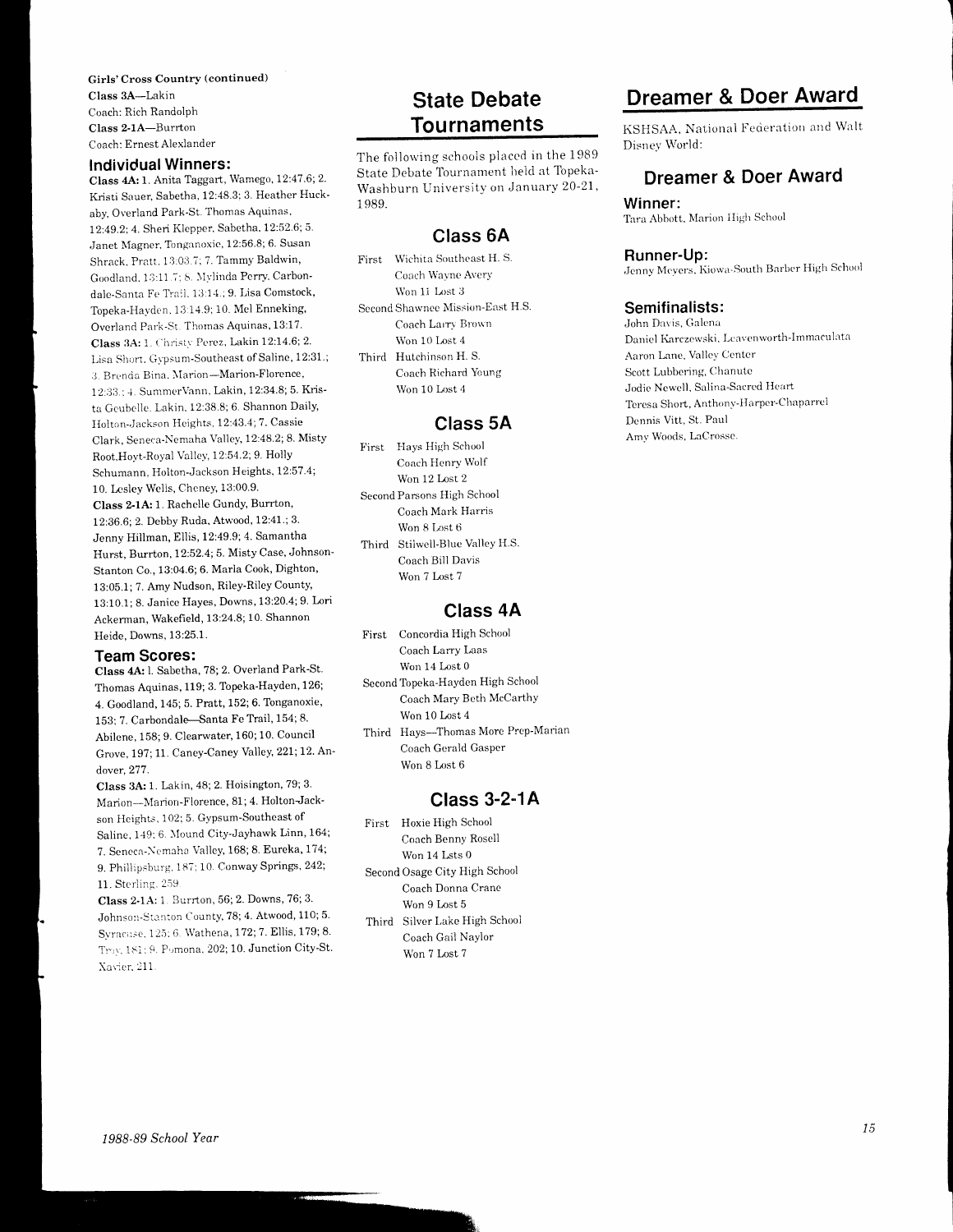**Girls' Cross Country (continued)**
**Class 3A**—Lakin
Coach: Rich Randolph
**Class 2-1A**—Burrton
Coach: Ernest Alexlander

### Individual Winners:

**Class 4A:** 1. Anita Taggart, Wamego, 12:47.6; 2. Kristi Sauer, Sabetha, 12:48.3; 3. Heather Huckaby, Overland Park-St. Thomas Aquinas, 12:49.2; 4. Sheri Klepper, Sabetha, 12:52.6; 5. Janet Magner, Tonganoxie, 12:56.8; 6. Susan Shrack, Pratt, 13:03.7; 7. Tammy Baldwin, Goodland, 13:11.7; 8. Mylinda Perry, Carbondale-Santa Fe Trail, 13:14.; 9. Lisa Comstock, Topeka-Hayden, 13:14.9; 10. Mel Enneking, Overland Park-St. Thomas Aquinas, 13:17.

**Class 3A:** 1. Christy Perez, Lakin 12:14.6; 2. Lisa Short, Gypsum-Southeast of Saline, 12:31.; 3. Brenda Bina, Marion—Marion-Florence, 12:33.; 4. SummerVann, Lakin, 12:34.8; 5. Krista Geubelle, Lakin, 12:38.8; 6. Shannon Daily, Holton-Jackson Heights, 12:43.4; 7. Cassie Clark, Seneca-Nemaha Valley, 12:48.2; 8. Misty Root,Hoyt-Royal Valley, 12:54.2; 9. Holly Schumann, Holton-Jackson Heights, 12:57.4; 10. Lesley Wells, Cheney, 13:00.9.

**Class 2-1A:** 1. Rachelle Gundy, Burrton, 12:36.6; 2. Debby Ruda, Atwood, 12:41.; 3. Jenny Hillman, Ellis, 12:49.9; 4. Samantha Hurst, Burrton, 12:52.4; 5. Misty Case, Johnson-Stanton Co., 13:04.6; 6. Marla Cook, Dighton, 13:05.1; 7. Amy Nudson, Riley-Riley County, 13:10.1; 8. Janice Hayes, Downs, 13:20.4; 9. Lori Ackerman, Wakefield, 13:24.8; 10. Shannon Heide, Downs, 13:25.1.

### Team Scores:

**Class 4A:** l. Sabetha, 78; 2. Overland Park-St. Thomas Aquinas, 119; 3. Topeka-Hayden, 126; 4. Goodland, 145; 5. Pratt, 152; 6. Tonganoxie, 153; 7. Carbondale—Santa Fe Trail, 154; 8. Abilene, 158; 9. Clearwater, 160; 10. Council Grove, 197; 11. Caney-Caney Valley, 221; 12. Andover, 277.

**Class 3A:** 1. Lakin, 48; 2. Hoisington, 79; 3. Marion—Marion-Florence, 81; 4. Holton-Jackson Heights, 102; 5. Gypsum-Southeast of Saline, 149; 6. Mound City-Jayhawk Linn, 164; 7. Seneca-Nemaha Valley, 168; 8. Eureka, 174; 9. Phillipsburg, 187; 10. Conway Springs, 242; 11. Sterling, 259.

**Class 2-1A:** 1. Burrton, 56; 2. Downs, 76; 3. Johnson-Stanton County, 78; 4. Atwood, 110; 5. Syracuse, 125; 6. Wathena, 172; 7. Ellis, 179; 8. Troy, 181; 9. Pomona, 202; 10. Junction City-St. Xavier, 211.

## State Debate Tournaments

The following schools placed in the 1989 State Debate Tournament held at Topeka-Washburn University on January 20-21, 1989.

### Class 6A

First Wichita Southeast H. S.
Coach Wayne Avery
Won 11 Lost 3

Second Shawnee Mission-East H.S.
Coach Larry Brown
Won 10 Lost 4

Third Hutchinson H. S.
Coach Richard Young
Won 10 Lost 4

### Class 5A

First Hays High School
Coach Henry Wolf
Won 12 Lost 2

Second Parsons High School
Coach Mark Harris
Won 8 Lost 6

Third Stilwell-Blue Valley H.S.
Coach Bill Davis
Won 7 Lost 7

### Class 4A

First Concordia High School
Coach Larry Laas
Won 14 Lost 0

Second Topeka-Hayden High School
Coach Mary Beth McCarthy
Won 10 Lost 4

Third Hays—Thomas More Prep-Marian
Coach Gerald Gasper
Won 8 Lost 6

### Class 3-2-1A

First Hoxie High School
Coach Benny Rosell
Won 14 Lsts 0

Second Osage City High School
Coach Donna Crane
Won 9 Lost 5

Third Silver Lake High School
Coach Gail Naylor
Won 7 Lost 7

## Dreamer & Doer Award

KSHSAA, National Federation and Walt Disney World:

### Dreamer & Doer Award

**Winner:**
Tara Abbott, Marion High School

**Runner-Up:**
Jenny Meyers, Kiowa-South Barber High School

**Semifinalists:**
John Davis, Galena
Daniel Karczewski, Leavenworth-Immaculata
Aaron Lane, Valley Center
Scott Lubbering, Chanute
Jodie Newell, Salina-Sacred Heart
Teresa Short, Anthony-Harper-Chaparrel
Dennis Vitt, St. Paul
Amy Woods, LaCrosse.

*1988-89 School Year*